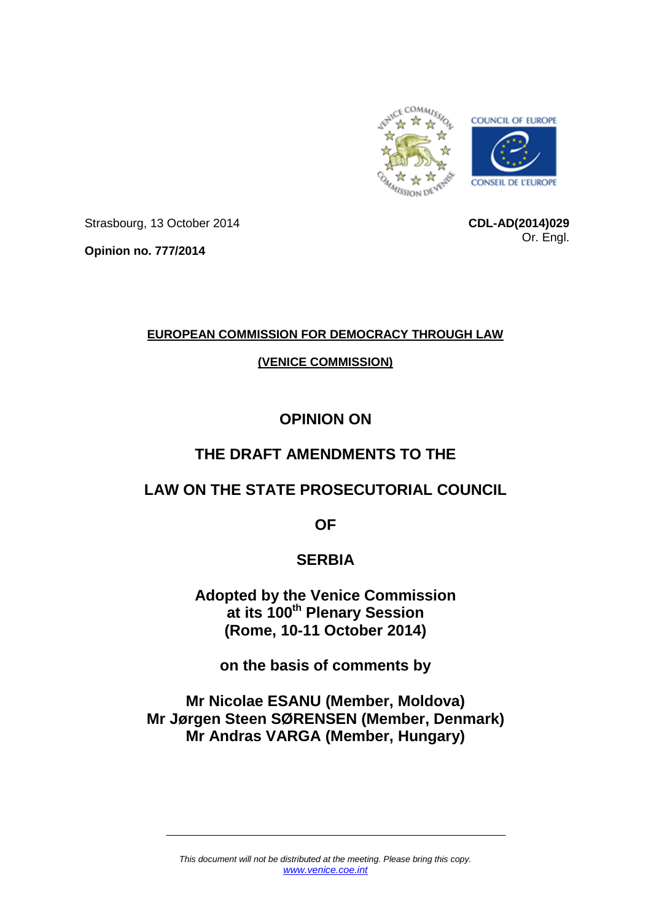Strasbourg, 13 October 2014

**CDL-AD(2014)029**
Or. Engl.

**Opinion no. 777/2014**

**EUROPEAN COMMISSION FOR DEMOCRACY THROUGH LAW**

**(VENICE COMMISSION)**

# OPINION ON

# THE DRAFT AMENDMENTS TO THE

# LAW ON THE STATE PROSECUTORIAL COUNCIL

# OF

# SERBIA

**Adopted by the Venice Commission**
**at its 100th Plenary Session**
**(Rome, 10-11 October 2014)**

**on the basis of comments by**

**Mr Nicolae ESANU (Member, Moldova)**
**Mr Jørgen Steen SØRENSEN (Member, Denmark)**
**Mr Andras VARGA (Member, Hungary)**

---

*This document will not be distributed at the meeting. Please bring this copy.*
*www.venice.coe.int*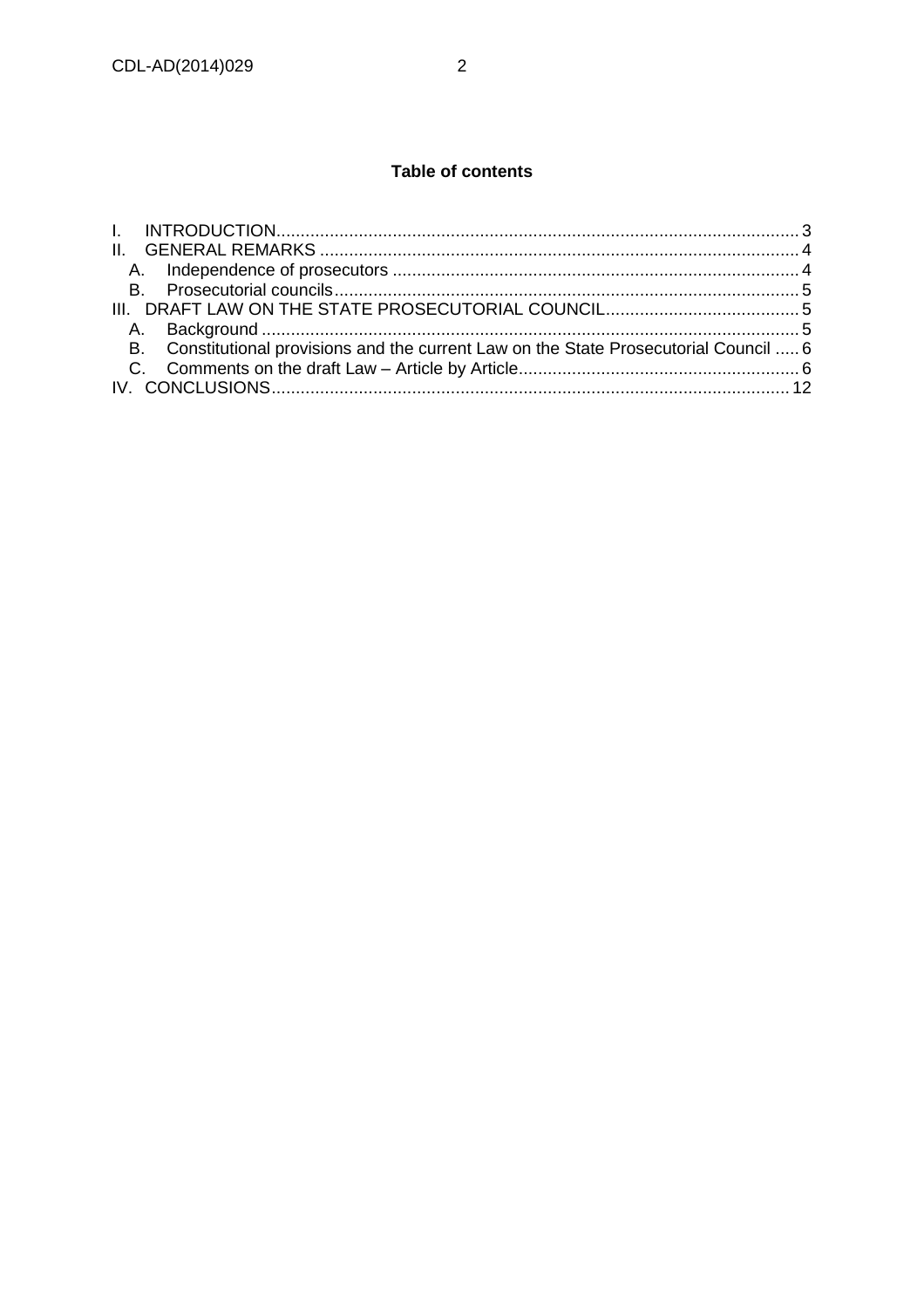**Table of contents**

I. INTRODUCTION ..... 3
II. GENERAL REMARKS ..... 4
  A. Independence of prosecutors ..... 4
  B. Prosecutorial councils ..... 5
III. DRAFT LAW ON THE STATE PROSECUTORIAL COUNCIL ..... 5
  A. Background ..... 5
  B. Constitutional provisions and the current Law on the State Prosecutorial Council ..... 6
  C. Comments on the draft Law – Article by Article ..... 6
IV. CONCLUSIONS ..... 12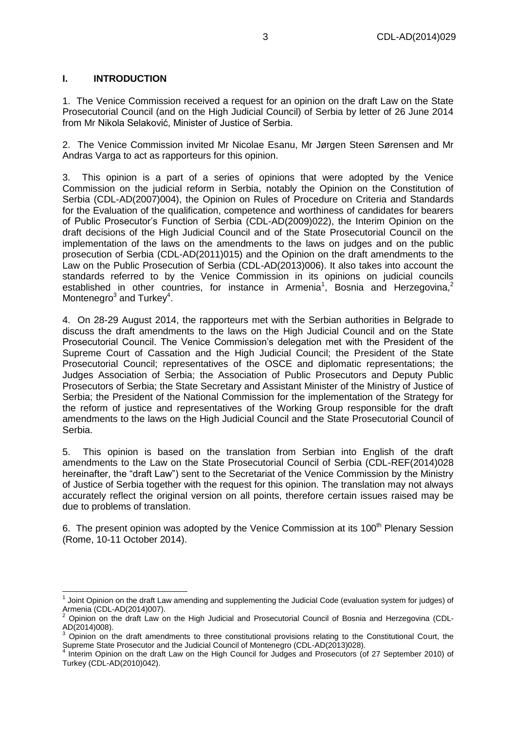## I. INTRODUCTION

1. The Venice Commission received a request for an opinion on the draft Law on the State Prosecutorial Council (and on the High Judicial Council) of Serbia by letter of 26 June 2014 from Mr Nikola Selaković, Minister of Justice of Serbia.

2. The Venice Commission invited Mr Nicolae Esanu, Mr Jørgen Steen Sørensen and Mr Andras Varga to act as rapporteurs for this opinion.

3. This opinion is a part of a series of opinions that were adopted by the Venice Commission on the judicial reform in Serbia, notably the Opinion on the Constitution of Serbia (CDL-AD(2007)004), the Opinion on Rules of Procedure on Criteria and Standards for the Evaluation of the qualification, competence and worthiness of candidates for bearers of Public Prosecutor's Function of Serbia (CDL-AD(2009)022), the Interim Opinion on the draft decisions of the High Judicial Council and of the State Prosecutorial Council on the implementation of the laws on the amendments to the laws on judges and on the public prosecution of Serbia (CDL-AD(2011)015) and the Opinion on the draft amendments to the Law on the Public Prosecution of Serbia (CDL-AD(2013)006). It also takes into account the standards referred to by the Venice Commission in its opinions on judicial councils established in other countries, for instance in Armenia[1], Bosnia and Herzegovina,[2] Montenegro[3] and Turkey[4].

4. On 28-29 August 2014, the rapporteurs met with the Serbian authorities in Belgrade to discuss the draft amendments to the laws on the High Judicial Council and on the State Prosecutorial Council. The Venice Commission's delegation met with the President of the Supreme Court of Cassation and the High Judicial Council; the President of the State Prosecutorial Council; representatives of the OSCE and diplomatic representations; the Judges Association of Serbia; the Association of Public Prosecutors and Deputy Public Prosecutors of Serbia; the State Secretary and Assistant Minister of the Ministry of Justice of Serbia; the President of the National Commission for the implementation of the Strategy for the reform of justice and representatives of the Working Group responsible for the draft amendments to the laws on the High Judicial Council and the State Prosecutorial Council of Serbia.

5. This opinion is based on the translation from Serbian into English of the draft amendments to the Law on the State Prosecutorial Council of Serbia (CDL-REF(2014)028 hereinafter, the "draft Law") sent to the Secretariat of the Venice Commission by the Ministry of Justice of Serbia together with the request for this opinion. The translation may not always accurately reflect the original version on all points, therefore certain issues raised may be due to problems of translation.

6. The present opinion was adopted by the Venice Commission at its 100th Plenary Session (Rome, 10-11 October 2014).

---

[1] Joint Opinion on the draft Law amending and supplementing the Judicial Code (evaluation system for judges) of Armenia (CDL-AD(2014)007).

[2] Opinion on the draft Law on the High Judicial and Prosecutorial Council of Bosnia and Herzegovina (CDL-AD(2014)008).

[3] Opinion on the draft amendments to three constitutional provisions relating to the Constitutional Court, the Supreme State Prosecutor and the Judicial Council of Montenegro (CDL-AD(2013)028).

[4] Interim Opinion on the draft Law on the High Council for Judges and Prosecutors (of 27 September 2010) of Turkey (CDL-AD(2010)042).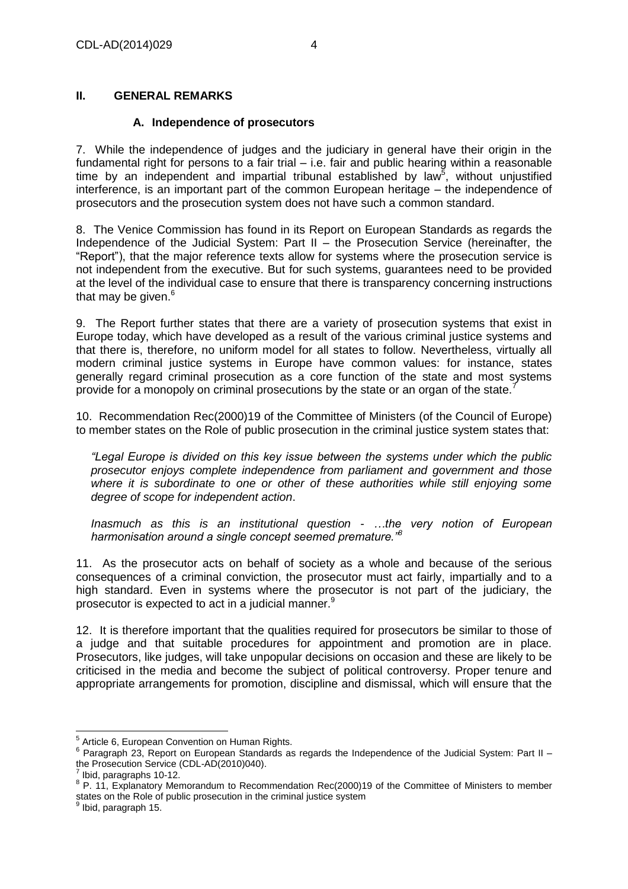## II. GENERAL REMARKS

### A. Independence of prosecutors

7. While the independence of judges and the judiciary in general have their origin in the fundamental right for persons to a fair trial – i.e. fair and public hearing within a reasonable time by an independent and impartial tribunal established by law[5], without unjustified interference, is an important part of the common European heritage – the independence of prosecutors and the prosecution system does not have such a common standard.

8. The Venice Commission has found in its Report on European Standards as regards the Independence of the Judicial System: Part II – the Prosecution Service (hereinafter, the "Report"), that the major reference texts allow for systems where the prosecution service is not independent from the executive. But for such systems, guarantees need to be provided at the level of the individual case to ensure that there is transparency concerning instructions that may be given.[6]

9. The Report further states that there are a variety of prosecution systems that exist in Europe today, which have developed as a result of the various criminal justice systems and that there is, therefore, no uniform model for all states to follow. Nevertheless, virtually all modern criminal justice systems in Europe have common values: for instance, states generally regard criminal prosecution as a core function of the state and most systems provide for a monopoly on criminal prosecutions by the state or an organ of the state.[7]

10. Recommendation Rec(2000)19 of the Committee of Ministers (of the Council of Europe) to member states on the Role of public prosecution in the criminal justice system states that:

> *"Legal Europe is divided on this key issue between the systems under which the public prosecutor enjoys complete independence from parliament and government and those where it is subordinate to one or other of these authorities while still enjoying some degree of scope for independent action.*
>
> *Inasmuch as this is an institutional question - …the very notion of European harmonisation around a single concept seemed premature."*[8]

11. As the prosecutor acts on behalf of society as a whole and because of the serious consequences of a criminal conviction, the prosecutor must act fairly, impartially and to a high standard. Even in systems where the prosecutor is not part of the judiciary, the prosecutor is expected to act in a judicial manner.[9]

12. It is therefore important that the qualities required for prosecutors be similar to those of a judge and that suitable procedures for appointment and promotion are in place. Prosecutors, like judges, will take unpopular decisions on occasion and these are likely to be criticised in the media and become the subject of political controversy. Proper tenure and appropriate arrangements for promotion, discipline and dismissal, which will ensure that the

---

[5] Article 6, European Convention on Human Rights.

[6] Paragraph 23, Report on European Standards as regards the Independence of the Judicial System: Part II – the Prosecution Service (CDL-AD(2010)040).

[7] Ibid, paragraphs 10-12.

[8] P. 11, Explanatory Memorandum to Recommendation Rec(2000)19 of the Committee of Ministers to member states on the Role of public prosecution in the criminal justice system

[9] Ibid, paragraph 15.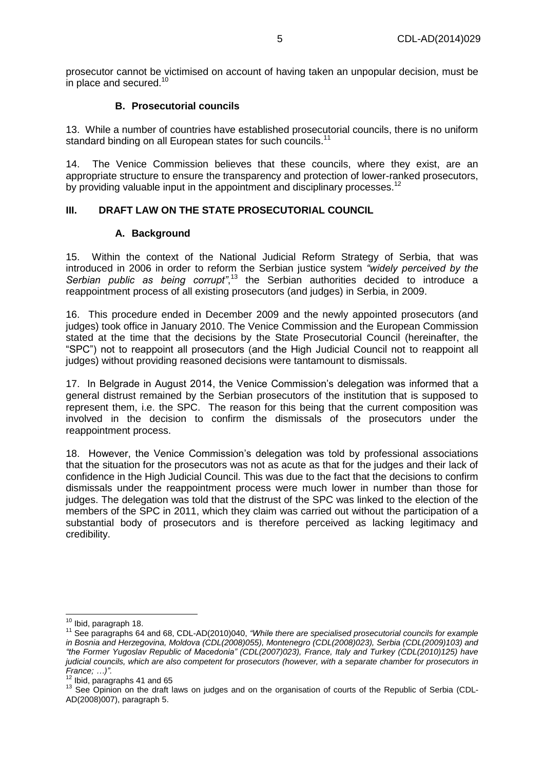prosecutor cannot be victimised on account of having taken an unpopular decision, must be in place and secured.[10]

### B. Prosecutorial councils

13. While a number of countries have established prosecutorial councils, there is no uniform standard binding on all European states for such councils.[11]

14. The Venice Commission believes that these councils, where they exist, are an appropriate structure to ensure the transparency and protection of lower-ranked prosecutors, by providing valuable input in the appointment and disciplinary processes.[12]

## III. DRAFT LAW ON THE STATE PROSECUTORIAL COUNCIL

### A. Background

15. Within the context of the National Judicial Reform Strategy of Serbia, that was introduced in 2006 in order to reform the Serbian justice system *"widely perceived by the Serbian public as being corrupt"*,[13] the Serbian authorities decided to introduce a reappointment process of all existing prosecutors (and judges) in Serbia, in 2009.

16. This procedure ended in December 2009 and the newly appointed prosecutors (and judges) took office in January 2010. The Venice Commission and the European Commission stated at the time that the decisions by the State Prosecutorial Council (hereinafter, the "SPC") not to reappoint all prosecutors (and the High Judicial Council not to reappoint all judges) without providing reasoned decisions were tantamount to dismissals.

17. In Belgrade in August 2014, the Venice Commission's delegation was informed that a general distrust remained by the Serbian prosecutors of the institution that is supposed to represent them, i.e. the SPC. The reason for this being that the current composition was involved in the decision to confirm the dismissals of the prosecutors under the reappointment process.

18. However, the Venice Commission's delegation was told by professional associations that the situation for the prosecutors was not as acute as that for the judges and their lack of confidence in the High Judicial Council. This was due to the fact that the decisions to confirm dismissals under the reappointment process were much lower in number than those for judges. The delegation was told that the distrust of the SPC was linked to the election of the members of the SPC in 2011, which they claim was carried out without the participation of a substantial body of prosecutors and is therefore perceived as lacking legitimacy and credibility.

---

[10] Ibid, paragraph 18.

[11] See paragraphs 64 and 68, CDL-AD(2010)040, *"While there are specialised prosecutorial councils for example in Bosnia and Herzegovina, Moldova (CDL(2008)055), Montenegro (CDL(2008)023), Serbia (CDL(2009)103) and "the Former Yugoslav Republic of Macedonia" (CDL(2007)023), France, Italy and Turkey (CDL(2010)125) have judicial councils, which are also competent for prosecutors (however, with a separate chamber for prosecutors in France; …)".*

[12] Ibid, paragraphs 41 and 65

[13] See Opinion on the draft laws on judges and on the organisation of courts of the Republic of Serbia (CDL-AD(2008)007), paragraph 5.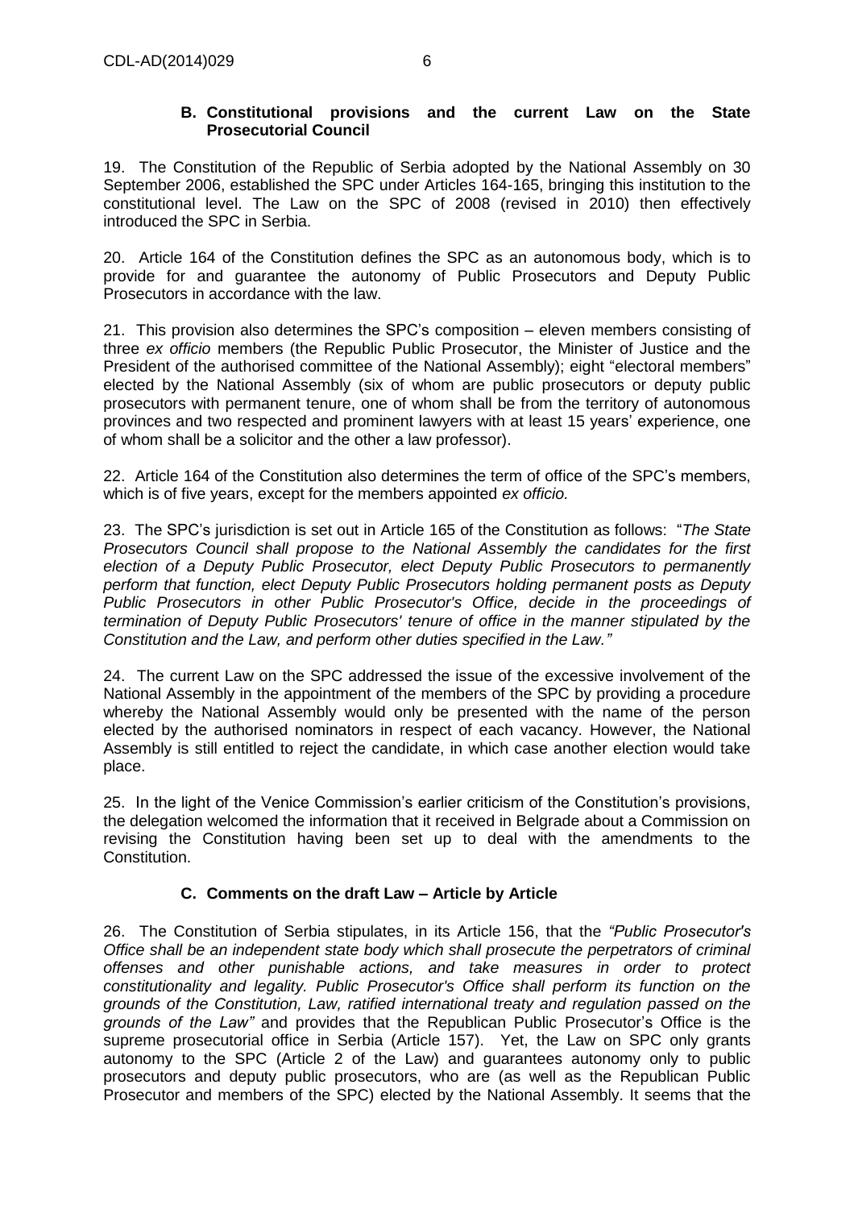### B. Constitutional provisions and the current Law on the State Prosecutorial Council

19. The Constitution of the Republic of Serbia adopted by the National Assembly on 30 September 2006, established the SPC under Articles 164-165, bringing this institution to the constitutional level. The Law on the SPC of 2008 (revised in 2010) then effectively introduced the SPC in Serbia.

20. Article 164 of the Constitution defines the SPC as an autonomous body, which is to provide for and guarantee the autonomy of Public Prosecutors and Deputy Public Prosecutors in accordance with the law.

21. This provision also determines the SPC's composition – eleven members consisting of three *ex officio* members (the Republic Public Prosecutor, the Minister of Justice and the President of the authorised committee of the National Assembly); eight "electoral members" elected by the National Assembly (six of whom are public prosecutors or deputy public prosecutors with permanent tenure, one of whom shall be from the territory of autonomous provinces and two respected and prominent lawyers with at least 15 years' experience, one of whom shall be a solicitor and the other a law professor).

22. Article 164 of the Constitution also determines the term of office of the SPC's members, which is of five years, except for the members appointed *ex officio.*

23. The SPC's jurisdiction is set out in Article 165 of the Constitution as follows: "*The State Prosecutors Council shall propose to the National Assembly the candidates for the first election of a Deputy Public Prosecutor, elect Deputy Public Prosecutors to permanently perform that function, elect Deputy Public Prosecutors holding permanent posts as Deputy Public Prosecutors in other Public Prosecutor's Office, decide in the proceedings of termination of Deputy Public Prosecutors' tenure of office in the manner stipulated by the Constitution and the Law, and perform other duties specified in the Law.*"

24. The current Law on the SPC addressed the issue of the excessive involvement of the National Assembly in the appointment of the members of the SPC by providing a procedure whereby the National Assembly would only be presented with the name of the person elected by the authorised nominators in respect of each vacancy. However, the National Assembly is still entitled to reject the candidate, in which case another election would take place.

25. In the light of the Venice Commission's earlier criticism of the Constitution's provisions, the delegation welcomed the information that it received in Belgrade about a Commission on revising the Constitution having been set up to deal with the amendments to the Constitution.

### C. Comments on the draft Law – Article by Article

26. The Constitution of Serbia stipulates, in its Article 156, that the *"Public Prosecutor's Office shall be an independent state body which shall prosecute the perpetrators of criminal offenses and other punishable actions, and take measures in order to protect constitutionality and legality. Public Prosecutor's Office shall perform its function on the grounds of the Constitution, Law, ratified international treaty and regulation passed on the grounds of the Law"* and provides that the Republican Public Prosecutor's Office is the supreme prosecutorial office in Serbia (Article 157). Yet, the Law on SPC only grants autonomy to the SPC (Article 2 of the Law) and guarantees autonomy only to public prosecutors and deputy public prosecutors, who are (as well as the Republican Public Prosecutor and members of the SPC) elected by the National Assembly. It seems that the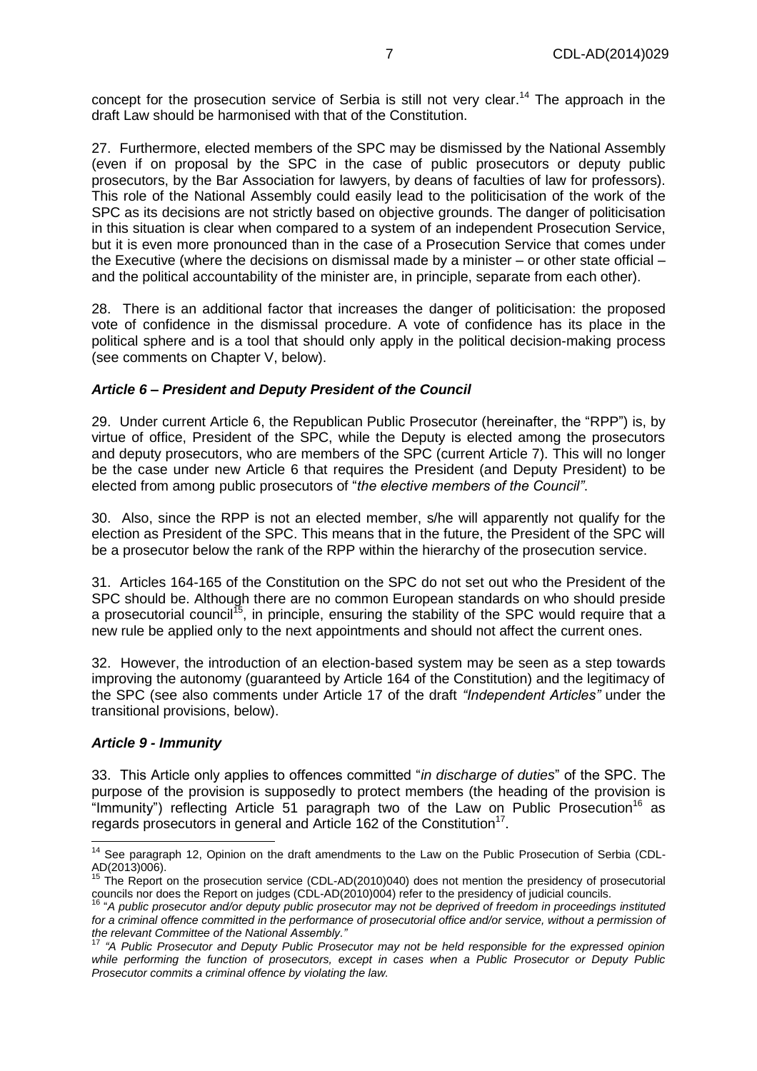concept for the prosecution service of Serbia is still not very clear.[14] The approach in the draft Law should be harmonised with that of the Constitution.

27. Furthermore, elected members of the SPC may be dismissed by the National Assembly (even if on proposal by the SPC in the case of public prosecutors or deputy public prosecutors, by the Bar Association for lawyers, by deans of faculties of law for professors). This role of the National Assembly could easily lead to the politicisation of the work of the SPC as its decisions are not strictly based on objective grounds. The danger of politicisation in this situation is clear when compared to a system of an independent Prosecution Service, but it is even more pronounced than in the case of a Prosecution Service that comes under the Executive (where the decisions on dismissal made by a minister – or other state official – and the political accountability of the minister are, in principle, separate from each other).

28. There is an additional factor that increases the danger of politicisation: the proposed vote of confidence in the dismissal procedure. A vote of confidence has its place in the political sphere and is a tool that should only apply in the political decision-making process (see comments on Chapter V, below).

### *Article 6 – President and Deputy President of the Council*

29. Under current Article 6, the Republican Public Prosecutor (hereinafter, the "RPP") is, by virtue of office, President of the SPC, while the Deputy is elected among the prosecutors and deputy prosecutors, who are members of the SPC (current Article 7). This will no longer be the case under new Article 6 that requires the President (and Deputy President) to be elected from among public prosecutors of "*the elective members of the Council"*.

30. Also, since the RPP is not an elected member, s/he will apparently not qualify for the election as President of the SPC. This means that in the future, the President of the SPC will be a prosecutor below the rank of the RPP within the hierarchy of the prosecution service.

31. Articles 164-165 of the Constitution on the SPC do not set out who the President of the SPC should be. Although there are no common European standards on who should preside a prosecutorial council[15], in principle, ensuring the stability of the SPC would require that a new rule be applied only to the next appointments and should not affect the current ones.

32. However, the introduction of an election-based system may be seen as a step towards improving the autonomy (guaranteed by Article 164 of the Constitution) and the legitimacy of the SPC (see also comments under Article 17 of the draft *"Independent Articles"* under the transitional provisions, below).

### *Article 9 - Immunity*

33. This Article only applies to offences committed "*in discharge of duties*" of the SPC. The purpose of the provision is supposedly to protect members (the heading of the provision is "Immunity") reflecting Article 51 paragraph two of the Law on Public Prosecution[16] as regards prosecutors in general and Article 162 of the Constitution[17].

---

[14] See paragraph 12, Opinion on the draft amendments to the Law on the Public Prosecution of Serbia (CDL-AD(2013)006).

[15] The Report on the prosecution service (CDL-AD(2010)040) does not mention the presidency of prosecutorial councils nor does the Report on judges (CDL-AD(2010)004) refer to the presidency of judicial councils.

[16] "*A public prosecutor and/or deputy public prosecutor may not be deprived of freedom in proceedings instituted for a criminal offence committed in the performance of prosecutorial office and/or service, without a permission of the relevant Committee of the National Assembly."*

[17] *"A Public Prosecutor and Deputy Public Prosecutor may not be held responsible for the expressed opinion while performing the function of prosecutors, except in cases when a Public Prosecutor or Deputy Public Prosecutor commits a criminal offence by violating the law.*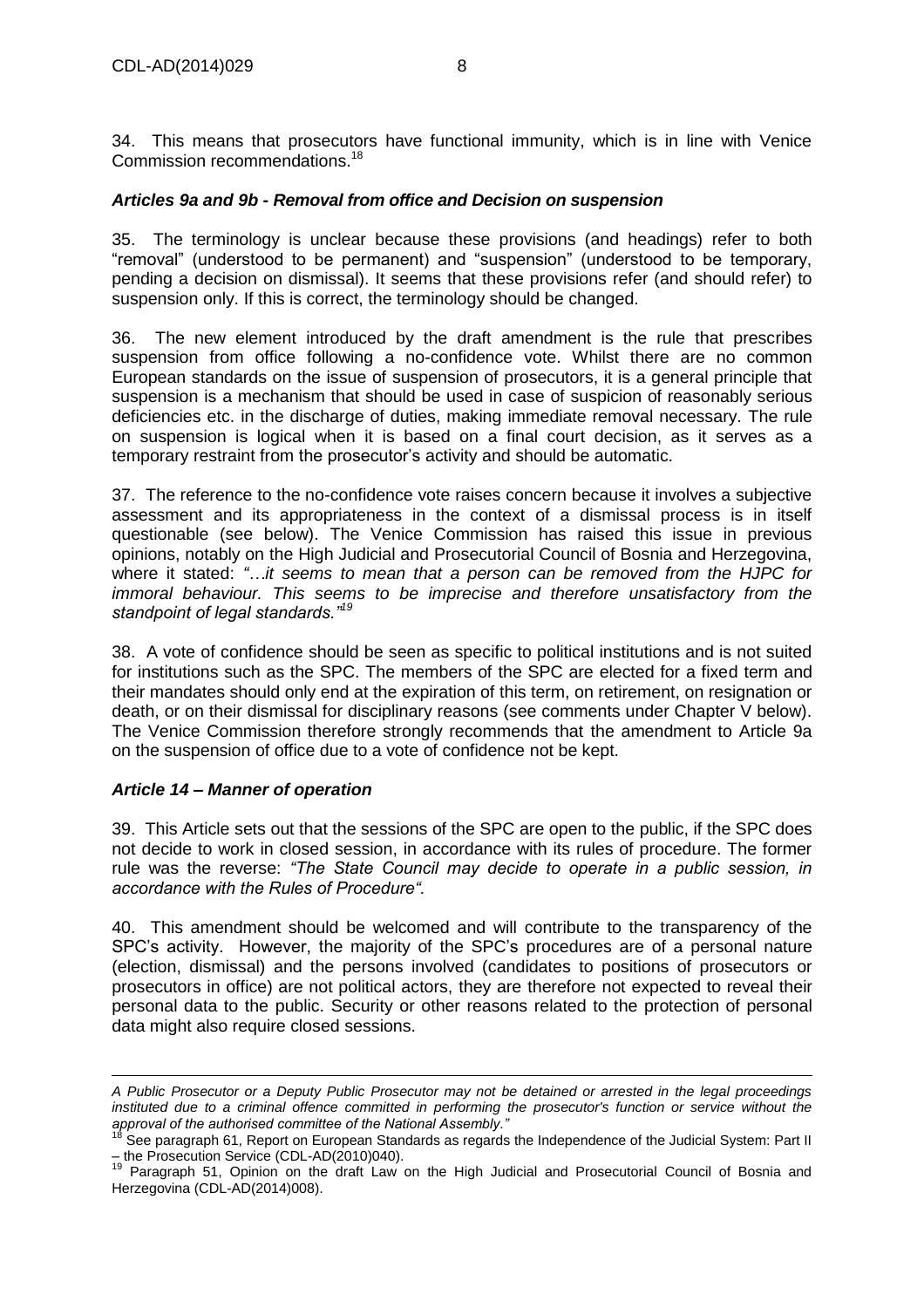34. This means that prosecutors have functional immunity, which is in line with Venice Commission recommendations.[18]

### *Articles 9a and 9b - Removal from office and Decision on suspension*

35. The terminology is unclear because these provisions (and headings) refer to both "removal" (understood to be permanent) and "suspension" (understood to be temporary, pending a decision on dismissal). It seems that these provisions refer (and should refer) to suspension only. If this is correct, the terminology should be changed.

36. The new element introduced by the draft amendment is the rule that prescribes suspension from office following a no-confidence vote. Whilst there are no common European standards on the issue of suspension of prosecutors, it is a general principle that suspension is a mechanism that should be used in case of suspicion of reasonably serious deficiencies etc. in the discharge of duties, making immediate removal necessary. The rule on suspension is logical when it is based on a final court decision, as it serves as a temporary restraint from the prosecutor's activity and should be automatic.

37. The reference to the no-confidence vote raises concern because it involves a subjective assessment and its appropriateness in the context of a dismissal process is in itself questionable (see below). The Venice Commission has raised this issue in previous opinions, notably on the High Judicial and Prosecutorial Council of Bosnia and Herzegovina, where it stated: *"…it seems to mean that a person can be removed from the HJPC for immoral behaviour. This seems to be imprecise and therefore unsatisfactory from the standpoint of legal standards."*[19]

38. A vote of confidence should be seen as specific to political institutions and is not suited for institutions such as the SPC. The members of the SPC are elected for a fixed term and their mandates should only end at the expiration of this term, on retirement, on resignation or death, or on their dismissal for disciplinary reasons (see comments under Chapter V below). The Venice Commission therefore strongly recommends that the amendment to Article 9a on the suspension of office due to a vote of confidence not be kept.

### *Article 14 – Manner of operation*

39. This Article sets out that the sessions of the SPC are open to the public, if the SPC does not decide to work in closed session, in accordance with its rules of procedure. The former rule was the reverse: *"The State Council may decide to operate in a public session, in accordance with the Rules of Procedure".*

40. This amendment should be welcomed and will contribute to the transparency of the SPC's activity. However, the majority of the SPC's procedures are of a personal nature (election, dismissal) and the persons involved (candidates to positions of prosecutors or prosecutors in office) are not political actors, they are therefore not expected to reveal their personal data to the public. Security or other reasons related to the protection of personal data might also require closed sessions.

---

*A Public Prosecutor or a Deputy Public Prosecutor may not be detained or arrested in the legal proceedings instituted due to a criminal offence committed in performing the prosecutor's function or service without the approval of the authorised committee of the National Assembly."*

[18] See paragraph 61, Report on European Standards as regards the Independence of the Judicial System: Part II – the Prosecution Service (CDL-AD(2010)040).

[19] Paragraph 51, Opinion on the draft Law on the High Judicial and Prosecutorial Council of Bosnia and Herzegovina (CDL-AD(2014)008).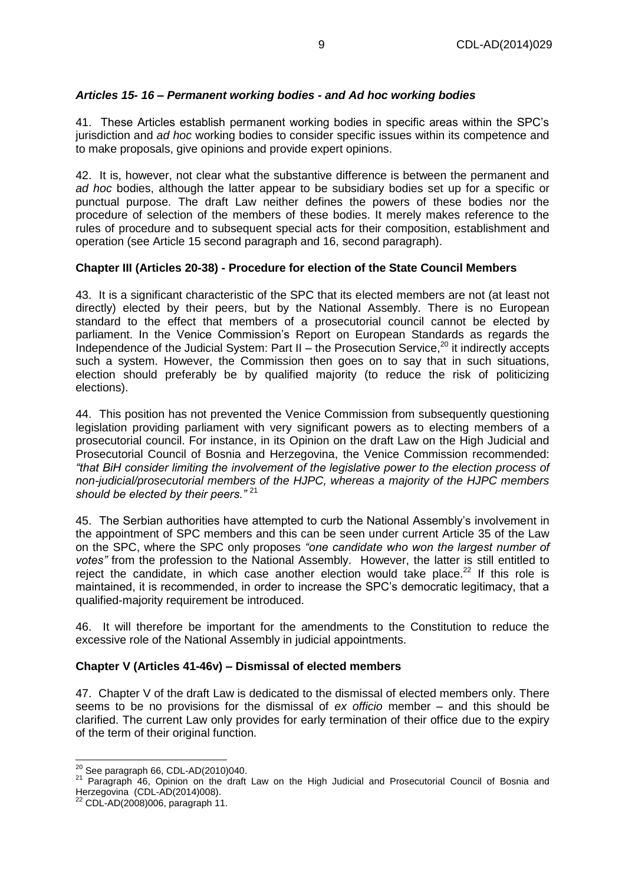### *Articles 15- 16 – Permanent working bodies - and Ad hoc working bodies*

41. These Articles establish permanent working bodies in specific areas within the SPC's jurisdiction and *ad hoc* working bodies to consider specific issues within its competence and to make proposals, give opinions and provide expert opinions.

42. It is, however, not clear what the substantive difference is between the permanent and *ad hoc* bodies, although the latter appear to be subsidiary bodies set up for a specific or punctual purpose. The draft Law neither defines the powers of these bodies nor the procedure of selection of the members of these bodies. It merely makes reference to the rules of procedure and to subsequent special acts for their composition, establishment and operation (see Article 15 second paragraph and 16, second paragraph).

### **Chapter III (Articles 20-38) - Procedure for election of the State Council Members**

43. It is a significant characteristic of the SPC that its elected members are not (at least not directly) elected by their peers, but by the National Assembly. There is no European standard to the effect that members of a prosecutorial council cannot be elected by parliament. In the Venice Commission's Report on European Standards as regards the Independence of the Judicial System: Part II – the Prosecution Service,[20] it indirectly accepts such a system. However, the Commission then goes on to say that in such situations, election should preferably be by qualified majority (to reduce the risk of politicizing elections).

44. This position has not prevented the Venice Commission from subsequently questioning legislation providing parliament with very significant powers as to electing members of a prosecutorial council. For instance, in its Opinion on the draft Law on the High Judicial and Prosecutorial Council of Bosnia and Herzegovina, the Venice Commission recommended: *"that BiH consider limiting the involvement of the legislative power to the election process of non-judicial/prosecutorial members of the HJPC, whereas a majority of the HJPC members should be elected by their peers."* [21]

45. The Serbian authorities have attempted to curb the National Assembly's involvement in the appointment of SPC members and this can be seen under current Article 35 of the Law on the SPC, where the SPC only proposes *"one candidate who won the largest number of votes"* from the profession to the National Assembly. However, the latter is still entitled to reject the candidate, in which case another election would take place.[22] If this role is maintained, it is recommended, in order to increase the SPC's democratic legitimacy, that a qualified-majority requirement be introduced.

46. It will therefore be important for the amendments to the Constitution to reduce the excessive role of the National Assembly in judicial appointments.

### **Chapter V (Articles 41-46v) – Dismissal of elected members**

47. Chapter V of the draft Law is dedicated to the dismissal of elected members only. There seems to be no provisions for the dismissal of *ex officio* member – and this should be clarified. The current Law only provides for early termination of their office due to the expiry of the term of their original function.

---

[20] See paragraph 66, CDL-AD(2010)040.

[21] Paragraph 46, Opinion on the draft Law on the High Judicial and Prosecutorial Council of Bosnia and Herzegovina (CDL-AD(2014)008).

[22] CDL-AD(2008)006, paragraph 11.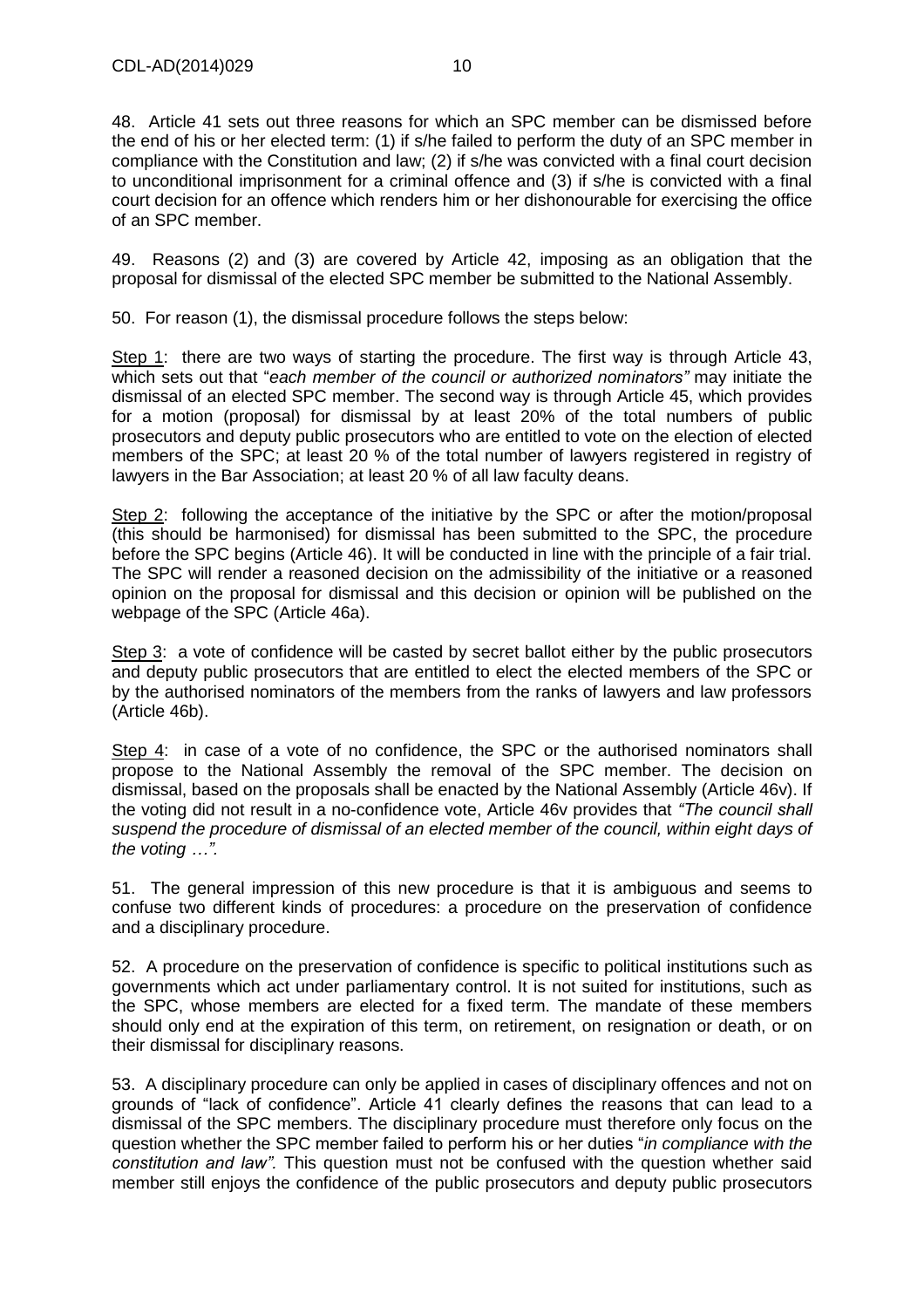48. Article 41 sets out three reasons for which an SPC member can be dismissed before the end of his or her elected term: (1) if s/he failed to perform the duty of an SPC member in compliance with the Constitution and law; (2) if s/he was convicted with a final court decision to unconditional imprisonment for a criminal offence and (3) if s/he is convicted with a final court decision for an offence which renders him or her dishonourable for exercising the office of an SPC member.

49. Reasons (2) and (3) are covered by Article 42, imposing as an obligation that the proposal for dismissal of the elected SPC member be submitted to the National Assembly.

50. For reason (1), the dismissal procedure follows the steps below:

<u>Step 1</u>: there are two ways of starting the procedure. The first way is through Article 43, which sets out that "*each member of the council or authorized nominators"* may initiate the dismissal of an elected SPC member. The second way is through Article 45, which provides for a motion (proposal) for dismissal by at least 20% of the total numbers of public prosecutors and deputy public prosecutors who are entitled to vote on the election of elected members of the SPC; at least 20 % of the total number of lawyers registered in registry of lawyers in the Bar Association; at least 20 % of all law faculty deans.

<u>Step 2</u>: following the acceptance of the initiative by the SPC or after the motion/proposal (this should be harmonised) for dismissal has been submitted to the SPC, the procedure before the SPC begins (Article 46). It will be conducted in line with the principle of a fair trial. The SPC will render a reasoned decision on the admissibility of the initiative or a reasoned opinion on the proposal for dismissal and this decision or opinion will be published on the webpage of the SPC (Article 46a).

<u>Step 3</u>: a vote of confidence will be casted by secret ballot either by the public prosecutors and deputy public prosecutors that are entitled to elect the elected members of the SPC or by the authorised nominators of the members from the ranks of lawyers and law professors (Article 46b).

<u>Step 4</u>: in case of a vote of no confidence, the SPC or the authorised nominators shall propose to the National Assembly the removal of the SPC member. The decision on dismissal, based on the proposals shall be enacted by the National Assembly (Article 46v). If the voting did not result in a no-confidence vote, Article 46v provides that *"The council shall suspend the procedure of dismissal of an elected member of the council, within eight days of the voting …".*

51. The general impression of this new procedure is that it is ambiguous and seems to confuse two different kinds of procedures: a procedure on the preservation of confidence and a disciplinary procedure.

52. A procedure on the preservation of confidence is specific to political institutions such as governments which act under parliamentary control. It is not suited for institutions, such as the SPC, whose members are elected for a fixed term. The mandate of these members should only end at the expiration of this term, on retirement, on resignation or death, or on their dismissal for disciplinary reasons.

53. A disciplinary procedure can only be applied in cases of disciplinary offences and not on grounds of "lack of confidence". Article 41 clearly defines the reasons that can lead to a dismissal of the SPC members. The disciplinary procedure must therefore only focus on the question whether the SPC member failed to perform his or her duties "*in compliance with the constitution and law".* This question must not be confused with the question whether said member still enjoys the confidence of the public prosecutors and deputy public prosecutors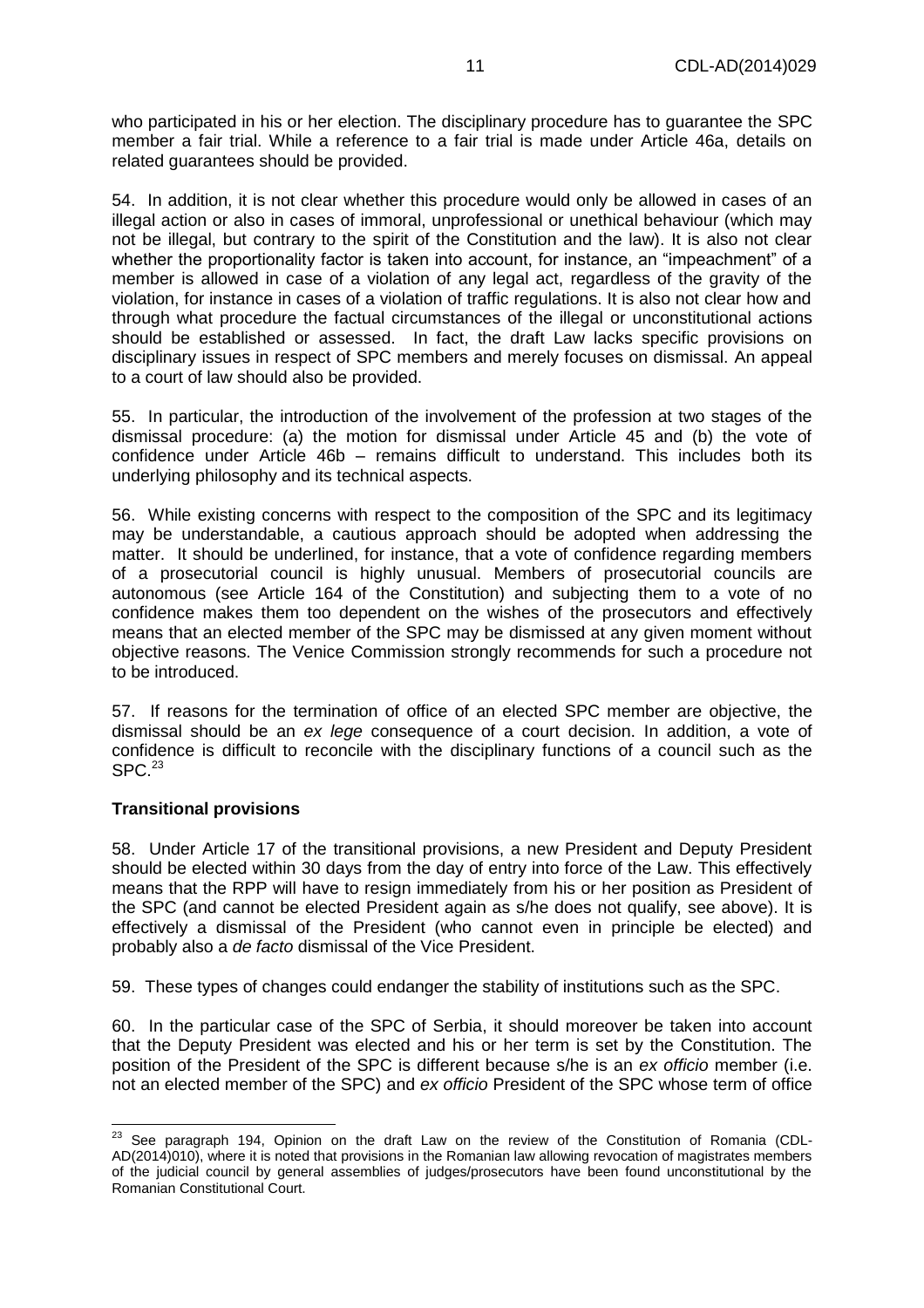who participated in his or her election. The disciplinary procedure has to guarantee the SPC member a fair trial. While a reference to a fair trial is made under Article 46a, details on related guarantees should be provided.

54. In addition, it is not clear whether this procedure would only be allowed in cases of an illegal action or also in cases of immoral, unprofessional or unethical behaviour (which may not be illegal, but contrary to the spirit of the Constitution and the law). It is also not clear whether the proportionality factor is taken into account, for instance, an "impeachment" of a member is allowed in case of a violation of any legal act, regardless of the gravity of the violation, for instance in cases of a violation of traffic regulations. It is also not clear how and through what procedure the factual circumstances of the illegal or unconstitutional actions should be established or assessed. In fact, the draft Law lacks specific provisions on disciplinary issues in respect of SPC members and merely focuses on dismissal. An appeal to a court of law should also be provided.

55. In particular, the introduction of the involvement of the profession at two stages of the dismissal procedure: (a) the motion for dismissal under Article 45 and (b) the vote of confidence under Article 46b – remains difficult to understand. This includes both its underlying philosophy and its technical aspects.

56. While existing concerns with respect to the composition of the SPC and its legitimacy may be understandable, a cautious approach should be adopted when addressing the matter. It should be underlined, for instance, that a vote of confidence regarding members of a prosecutorial council is highly unusual. Members of prosecutorial councils are autonomous (see Article 164 of the Constitution) and subjecting them to a vote of no confidence makes them too dependent on the wishes of the prosecutors and effectively means that an elected member of the SPC may be dismissed at any given moment without objective reasons. The Venice Commission strongly recommends for such a procedure not to be introduced.

57. If reasons for the termination of office of an elected SPC member are objective, the dismissal should be an *ex lege* consequence of a court decision. In addition, a vote of confidence is difficult to reconcile with the disciplinary functions of a council such as the SPC.[23]

**Transitional provisions**

58. Under Article 17 of the transitional provisions, a new President and Deputy President should be elected within 30 days from the day of entry into force of the Law. This effectively means that the RPP will have to resign immediately from his or her position as President of the SPC (and cannot be elected President again as s/he does not qualify, see above). It is effectively a dismissal of the President (who cannot even in principle be elected) and probably also a *de facto* dismissal of the Vice President.

59. These types of changes could endanger the stability of institutions such as the SPC.

60. In the particular case of the SPC of Serbia, it should moreover be taken into account that the Deputy President was elected and his or her term is set by the Constitution. The position of the President of the SPC is different because s/he is an *ex officio* member (i.e. not an elected member of the SPC) and *ex officio* President of the SPC whose term of office

---

[23] See paragraph 194, Opinion on the draft Law on the review of the Constitution of Romania (CDL-AD(2014)010), where it is noted that provisions in the Romanian law allowing revocation of magistrates members of the judicial council by general assemblies of judges/prosecutors have been found unconstitutional by the Romanian Constitutional Court.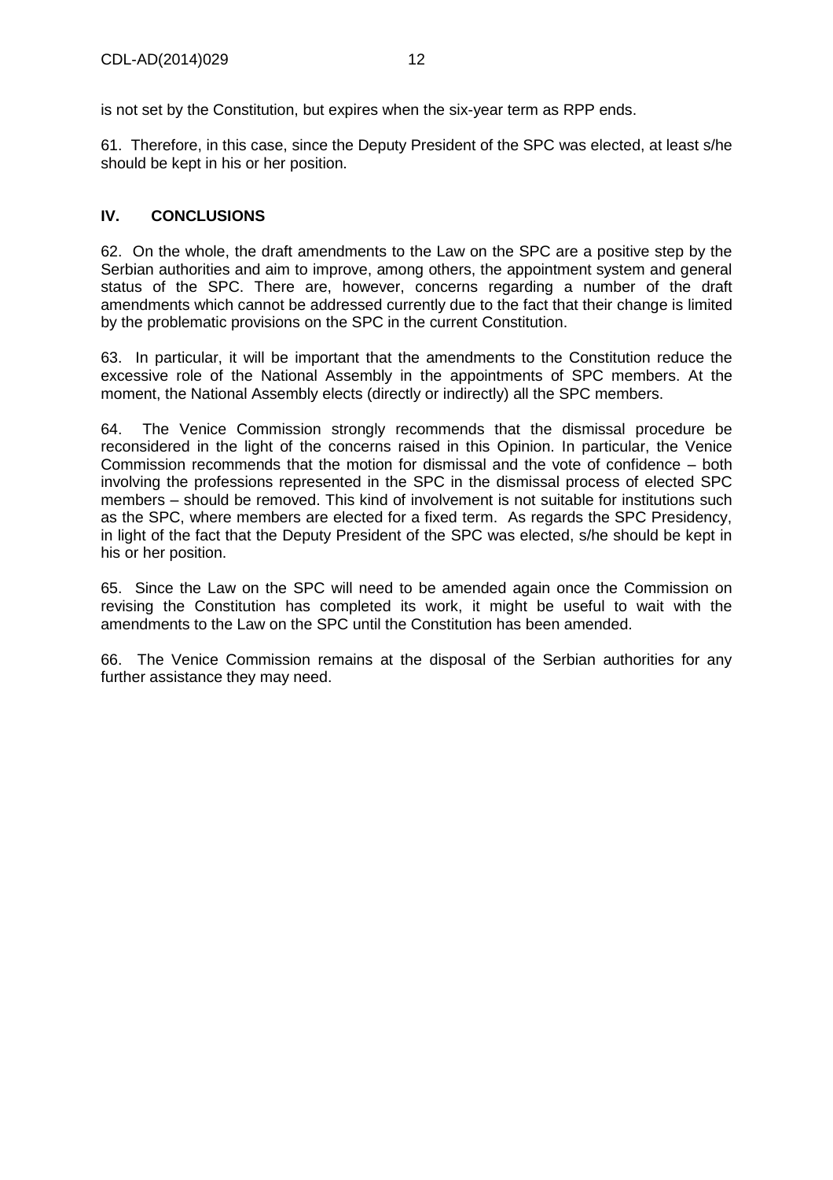is not set by the Constitution, but expires when the six-year term as RPP ends.

61. Therefore, in this case, since the Deputy President of the SPC was elected, at least s/he should be kept in his or her position.

## IV. CONCLUSIONS

62. On the whole, the draft amendments to the Law on the SPC are a positive step by the Serbian authorities and aim to improve, among others, the appointment system and general status of the SPC. There are, however, concerns regarding a number of the draft amendments which cannot be addressed currently due to the fact that their change is limited by the problematic provisions on the SPC in the current Constitution.

63. In particular, it will be important that the amendments to the Constitution reduce the excessive role of the National Assembly in the appointments of SPC members. At the moment, the National Assembly elects (directly or indirectly) all the SPC members.

64. The Venice Commission strongly recommends that the dismissal procedure be reconsidered in the light of the concerns raised in this Opinion. In particular, the Venice Commission recommends that the motion for dismissal and the vote of confidence – both involving the professions represented in the SPC in the dismissal process of elected SPC members – should be removed. This kind of involvement is not suitable for institutions such as the SPC, where members are elected for a fixed term. As regards the SPC Presidency, in light of the fact that the Deputy President of the SPC was elected, s/he should be kept in his or her position.

65. Since the Law on the SPC will need to be amended again once the Commission on revising the Constitution has completed its work, it might be useful to wait with the amendments to the Law on the SPC until the Constitution has been amended.

66. The Venice Commission remains at the disposal of the Serbian authorities for any further assistance they may need.